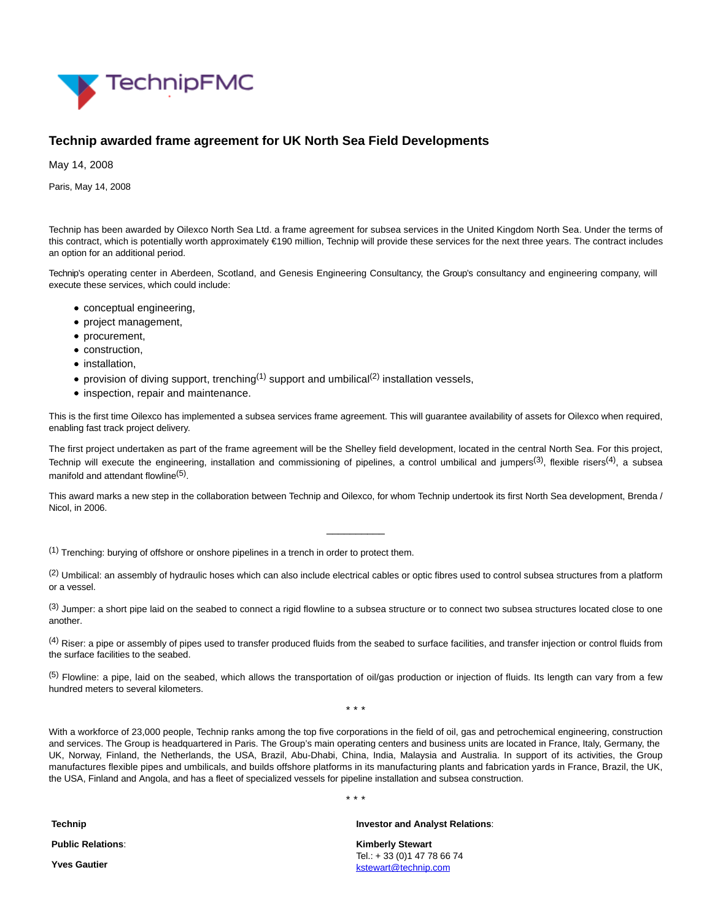# Technip awarded frame agreement for UK North Sea Field Developments

May 14, 2008

Paris, May 14, 2008

Technip has been awarded by Oilexco North Sea Ltd. a frame agreement for subsea services in the United Kingdom North Sea. Under the terms of this contract, which is potentially worth approximately €190 million, Technip will provide these services for the next three years. The contract includes an option for an additional period.

Technip's operating center in Aberdeen, Scotland, and Genesis Engineering Consultancy, the Group's consultancy and engineering company, will execute these services, which could include:

- conceptual engineering,
- project management,
- procurement,
- construction,
- installation,
- provision of diving support, trenching[(1)] support and umbilical[(2)] installation vessels,
- inspection, repair and maintenance.

This is the first time Oilexco has implemented a subsea services frame agreement. This will guarantee availability of assets for Oilexco when required, enabling fast track project delivery.

The first project undertaken as part of the frame agreement will be the Shelley field development, located in the central North Sea. For this project, Technip will execute the engineering, installation and commissioning of pipelines, a control umbilical and jumpers[(3)], flexible risers[(4)], a subsea manifold and attendant flowline[(5)].

This award marks a new step in the collaboration between Technip and Oilexco, for whom Technip undertook its first North Sea development, Brenda / Nicol, in 2006.

___________

[(1)] Trenching: burying of offshore or onshore pipelines in a trench in order to protect them.

[(2)] Umbilical: an assembly of hydraulic hoses which can also include electrical cables or optic fibres used to control subsea structures from a platform or a vessel.

[(3)] Jumper: a short pipe laid on the seabed to connect a rigid flowline to a subsea structure or to connect two subsea structures located close to one another.

[(4)] Riser: a pipe or assembly of pipes used to transfer produced fluids from the seabed to surface facilities, and transfer injection or control fluids from the surface facilities to the seabed.

[(5)] Flowline: a pipe, laid on the seabed, which allows the transportation of oil/gas production or injection of fluids. Its length can vary from a few hundred meters to several kilometers.

\* \* \*

With a workforce of 23,000 people, Technip ranks among the top five corporations in the field of oil, gas and petrochemical engineering, construction and services. The Group is headquartered in Paris. The Group's main operating centers and business units are located in France, Italy, Germany, the UK, Norway, Finland, the Netherlands, the USA, Brazil, Abu-Dhabi, China, India, Malaysia and Australia. In support of its activities, the Group manufactures flexible pipes and umbilicals, and builds offshore platforms in its manufacturing plants and fabrication yards in France, Brazil, the UK, the USA, Finland and Angola, and has a fleet of specialized vessels for pipeline installation and subsea construction.

\* \* \*

**Technip**

**Public Relations**:

**Yves Gautier**

**Investor and Analyst Relations**:

**Kimberly Stewart**
Tel.: + 33 (0)1 47 78 66 74
kstewart@technip.com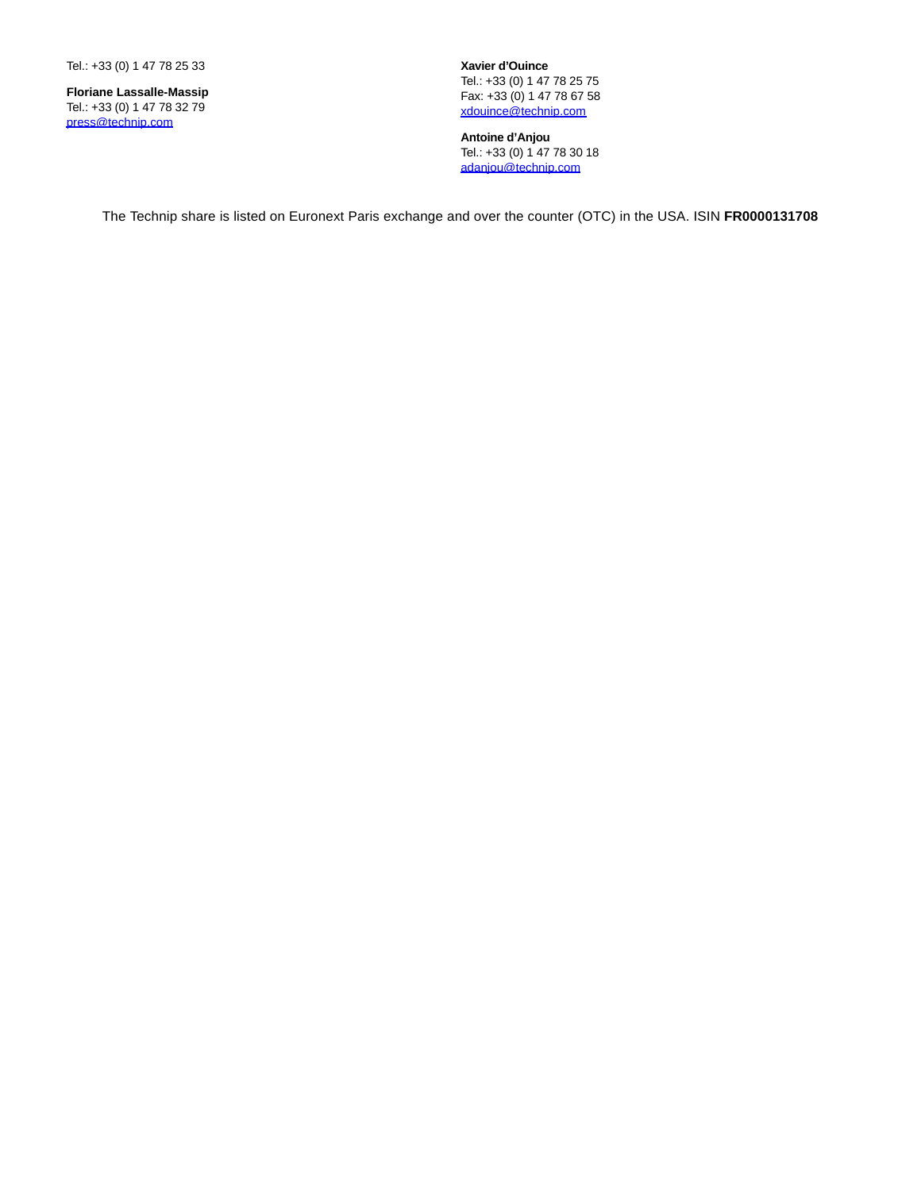Tel.: +33 (0) 1 47 78 25 33

**Floriane Lassalle-Massip**
Tel.: +33 (0) 1 47 78 32 79
press@technip.com

**Xavier d'Ouince**
Tel.: +33 (0) 1 47 78 25 75
Fax: +33 (0) 1 47 78 67 58
xdouince@technip.com

**Antoine d'Anjou**
Tel.: +33 (0) 1 47 78 30 18
adanjou@technip.com

The Technip share is listed on Euronext Paris exchange and over the counter (OTC) in the USA. ISIN **FR0000131708**